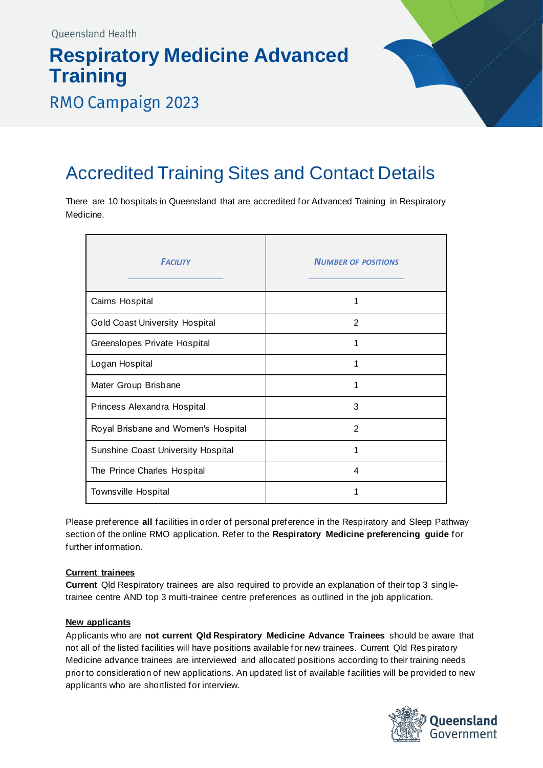Queensland Health

# Respiratory Medicine Advanced Training

RMO Campaign 2023

## Accredited Training Sites and Contact Details

There are 10 hospitals in Queensland that are accredited for Advanced Training in Respiratory Medicine.

| FACILITY | NUMBER OF POSITIONS |
|---|---|
| Cairns Hospital | 1 |
| Gold Coast University Hospital | 2 |
| Greenslopes Private Hospital | 1 |
| Logan Hospital | 1 |
| Mater Group Brisbane | 1 |
| Princess Alexandra Hospital | 3 |
| Royal Brisbane and Women's Hospital | 2 |
| Sunshine Coast University Hospital | 1 |
| The Prince Charles Hospital | 4 |
| Townsville Hospital | 1 |

Please preference **all** facilities in order of personal preference in the Respiratory and Sleep Pathway section of the online RMO application. Refer to the **Respiratory Medicine preferencing guide** for further information.

**Current trainees**

**Current** Qld Respiratory trainees are also required to provide an explanation of their top 3 single-trainee centre AND top 3 multi-trainee centre preferences as outlined in the job application.

**New applicants**

Applicants who are **not current Qld Respiratory Medicine Advance Trainees** should be aware that not all of the listed facilities will have positions available for new trainees. Current Qld Respiratory Medicine advance trainees are interviewed and allocated positions according to their training needs prior to consideration of new applications. An updated list of available facilities will be provided to new applicants who are shortlisted for interview.

Queensland Government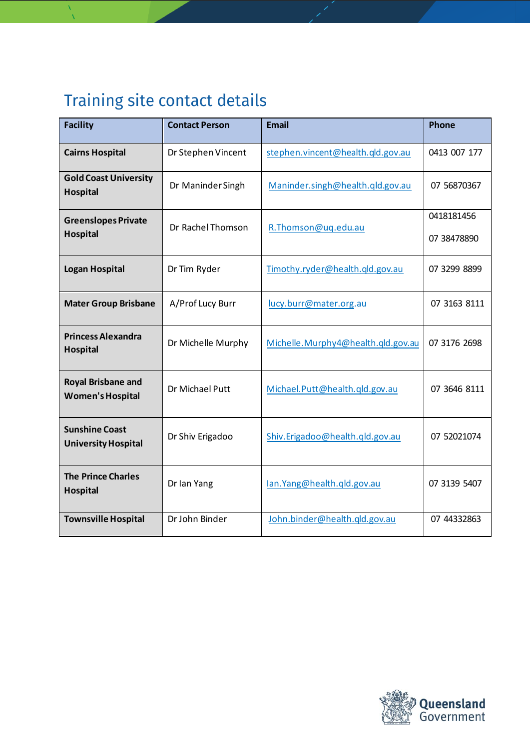## Training site contact details

| Facility | Contact Person | Email | Phone |
|---|---|---|---|
| **Cairns Hospital** | Dr Stephen Vincent | stephen.vincent@health.qld.gov.au | 0413 007 177 |
| **Gold Coast University Hospital** | Dr Maninder Singh | Maninder.singh@health.qld.gov.au | 07 56870367 |
| **Greenslopes Private Hospital** | Dr Rachel Thomson | R.Thomson@uq.edu.au | 0418181456<br><br>07 38478890 |
| **Logan Hospital** | Dr Tim Ryder | Timothy.ryder@health.qld.gov.au | 07 3299 8899 |
| **Mater Group Brisbane** | A/Prof Lucy Burr | lucy.burr@mater.org.au | 07 3163 8111 |
| **Princess Alexandra Hospital** | Dr Michelle Murphy | Michelle.Murphy4@health.qld.gov.au | 07 3176 2698 |
| **Royal Brisbane and Women's Hospital** | Dr Michael Putt | Michael.Putt@health.qld.gov.au | 07 3646 8111 |
| **Sunshine Coast University Hospital** | Dr Shiv Erigadoo | Shiv.Erigadoo@health.qld.gov.au | 07 52021074 |
| **The Prince Charles Hospital** | Dr Ian Yang | Ian.Yang@health.qld.gov.au | 07 3139 5407 |
| **Townsville Hospital** | Dr John Binder | John.binder@health.qld.gov.au | 07 44332863 |